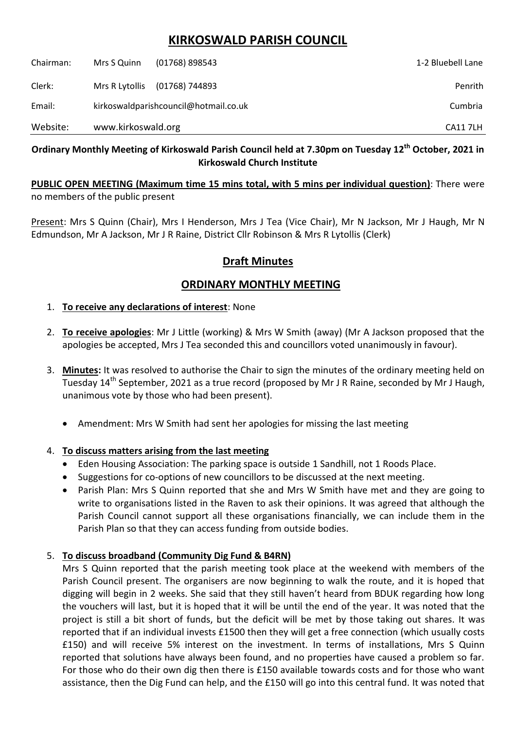# KIRKOSWALD PARISH COUNCIL

| | | | |
|---|---|---|---|
| Chairman: | Mrs S Quinn | (01768) 898543 | 1-2 Bluebell Lane |
| Clerk: | Mrs R Lytollis | (01768) 744893 | Penrith |
| Email: | kirkoswaldparishcouncil@hotmail.co.uk | | Cumbria |
| Website: | www.kirkoswald.org | | CA11 7LH |

**Ordinary Monthly Meeting of Kirkoswald Parish Council held at 7.30pm on Tuesday 12th October, 2021 in Kirkoswald Church Institute**

**PUBLIC OPEN MEETING (Maximum time 15 mins total, with 5 mins per individual question)**: There were no members of the public present

Present: Mrs S Quinn (Chair), Mrs I Henderson, Mrs J Tea (Vice Chair), Mr N Jackson, Mr J Haugh, Mr N Edmundson, Mr A Jackson, Mr J R Raine, District Cllr Robinson & Mrs R Lytollis (Clerk)

## Draft Minutes

## ORDINARY MONTHLY MEETING

1. **To receive any declarations of interest**: None

2. **To receive apologies**: Mr J Little (working) & Mrs W Smith (away) (Mr A Jackson proposed that the apologies be accepted, Mrs J Tea seconded this and councillors voted unanimously in favour).

3. **Minutes:** It was resolved to authorise the Chair to sign the minutes of the ordinary meeting held on Tuesday 14th September, 2021 as a true record (proposed by Mr J R Raine, seconded by Mr J Haugh, unanimous vote by those who had been present).
   - Amendment: Mrs W Smith had sent her apologies for missing the last meeting

4. **To discuss matters arising from the last meeting**
   - Eden Housing Association: The parking space is outside 1 Sandhill, not 1 Roods Place.
   - Suggestions for co-options of new councillors to be discussed at the next meeting.
   - Parish Plan: Mrs S Quinn reported that she and Mrs W Smith have met and they are going to write to organisations listed in the Raven to ask their opinions. It was agreed that although the Parish Council cannot support all these organisations financially, we can include them in the Parish Plan so that they can access funding from outside bodies.

5. **To discuss broadband (Community Dig Fund & B4RN)**

   Mrs S Quinn reported that the parish meeting took place at the weekend with members of the Parish Council present. The organisers are now beginning to walk the route, and it is hoped that digging will begin in 2 weeks. She said that they still haven't heard from BDUK regarding how long the vouchers will last, but it is hoped that it will be until the end of the year. It was noted that the project is still a bit short of funds, but the deficit will be met by those taking out shares. It was reported that if an individual invests £1500 then they will get a free connection (which usually costs £150) and will receive 5% interest on the investment. In terms of installations, Mrs S Quinn reported that solutions have always been found, and no properties have caused a problem so far. For those who do their own dig then there is £150 available towards costs and for those who want assistance, then the Dig Fund can help, and the £150 will go into this central fund. It was noted that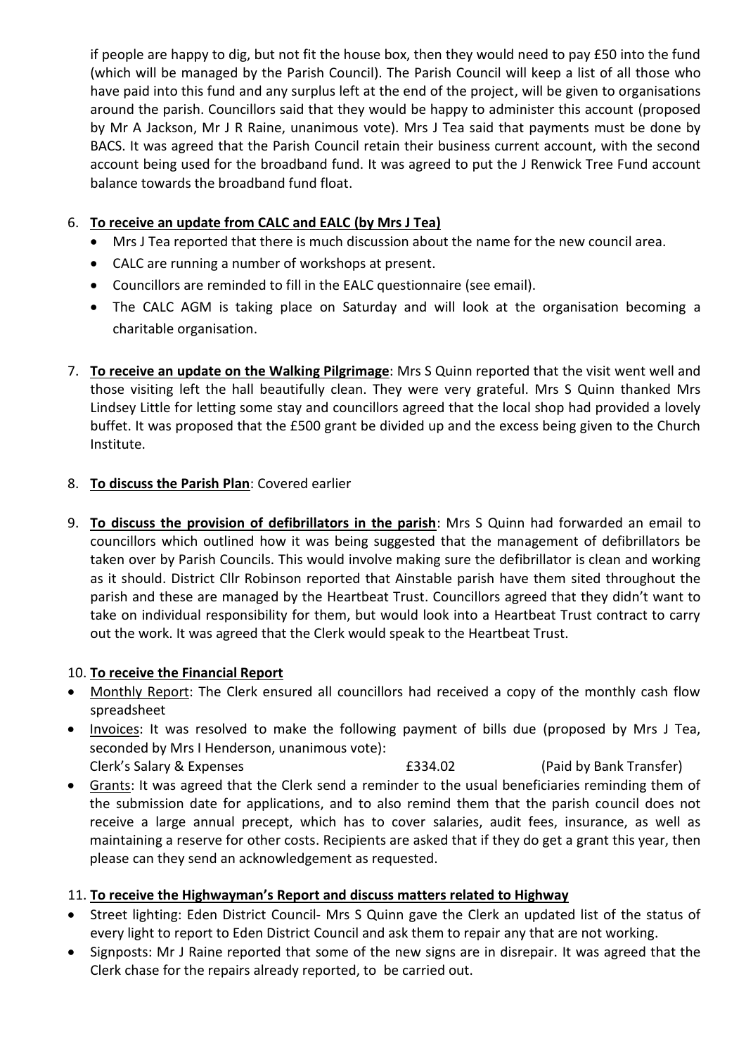if people are happy to dig, but not fit the house box, then they would need to pay £50 into the fund (which will be managed by the Parish Council). The Parish Council will keep a list of all those who have paid into this fund and any surplus left at the end of the project, will be given to organisations around the parish. Councillors said that they would be happy to administer this account (proposed by Mr A Jackson, Mr J R Raine, unanimous vote). Mrs J Tea said that payments must be done by BACS. It was agreed that the Parish Council retain their business current account, with the second account being used for the broadband fund. It was agreed to put the J Renwick Tree Fund account balance towards the broadband fund float.

6. **To receive an update from CALC and EALC (by Mrs J Tea)**
   - Mrs J Tea reported that there is much discussion about the name for the new council area.
   - CALC are running a number of workshops at present.
   - Councillors are reminded to fill in the EALC questionnaire (see email).
   - The CALC AGM is taking place on Saturday and will look at the organisation becoming a charitable organisation.

7. **To receive an update on the Walking Pilgrimage**: Mrs S Quinn reported that the visit went well and those visiting left the hall beautifully clean. They were very grateful. Mrs S Quinn thanked Mrs Lindsey Little for letting some stay and councillors agreed that the local shop had provided a lovely buffet. It was proposed that the £500 grant be divided up and the excess being given to the Church Institute.

8. **To discuss the Parish Plan**: Covered earlier

9. **To discuss the provision of defibrillators in the parish**: Mrs S Quinn had forwarded an email to councillors which outlined how it was being suggested that the management of defibrillators be taken over by Parish Councils. This would involve making sure the defibrillator is clean and working as it should. District Cllr Robinson reported that Ainstable parish have them sited throughout the parish and these are managed by the Heartbeat Trust. Councillors agreed that they didn't want to take on individual responsibility for them, but would look into a Heartbeat Trust contract to carry out the work. It was agreed that the Clerk would speak to the Heartbeat Trust.

10. **To receive the Financial Report**

- Monthly Report: The Clerk ensured all councillors had received a copy of the monthly cash flow spreadsheet
- Invoices: It was resolved to make the following payment of bills due (proposed by Mrs J Tea, seconded by Mrs I Henderson, unanimous vote):
  Clerk's Salary & Expenses £334.02 (Paid by Bank Transfer)
- Grants: It was agreed that the Clerk send a reminder to the usual beneficiaries reminding them of the submission date for applications, and to also remind them that the parish council does not receive a large annual precept, which has to cover salaries, audit fees, insurance, as well as maintaining a reserve for other costs. Recipients are asked that if they do get a grant this year, then please can they send an acknowledgement as requested.

11. **To receive the Highwayman's Report and discuss matters related to Highway**

- Street lighting: Eden District Council- Mrs S Quinn gave the Clerk an updated list of the status of every light to report to Eden District Council and ask them to repair any that are not working.
- Signposts: Mr J Raine reported that some of the new signs are in disrepair. It was agreed that the Clerk chase for the repairs already reported, to be carried out.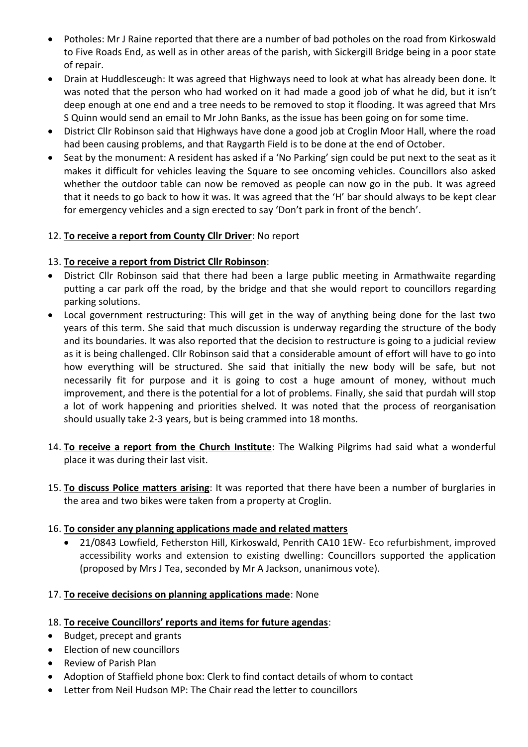- Potholes: Mr J Raine reported that there are a number of bad potholes on the road from Kirkoswald to Five Roads End, as well as in other areas of the parish, with Sickergill Bridge being in a poor state of repair.
- Drain at Huddlesceugh: It was agreed that Highways need to look at what has already been done. It was noted that the person who had worked on it had made a good job of what he did, but it isn't deep enough at one end and a tree needs to be removed to stop it flooding. It was agreed that Mrs S Quinn would send an email to Mr John Banks, as the issue has been going on for some time.
- District Cllr Robinson said that Highways have done a good job at Croglin Moor Hall, where the road had been causing problems, and that Raygarth Field is to be done at the end of October.
- Seat by the monument: A resident has asked if a 'No Parking' sign could be put next to the seat as it makes it difficult for vehicles leaving the Square to see oncoming vehicles. Councillors also asked whether the outdoor table can now be removed as people can now go in the pub. It was agreed that it needs to go back to how it was. It was agreed that the 'H' bar should always to be kept clear for emergency vehicles and a sign erected to say 'Don't park in front of the bench'.

12. **<u>To receive a report from County Cllr Driver</u>**: No report

13. **<u>To receive a report from District Cllr Robinson</u>**:

- District Cllr Robinson said that there had been a large public meeting in Armathwaite regarding putting a car park off the road, by the bridge and that she would report to councillors regarding parking solutions.
- Local government restructuring: This will get in the way of anything being done for the last two years of this term. She said that much discussion is underway regarding the structure of the body and its boundaries. It was also reported that the decision to restructure is going to a judicial review as it is being challenged. Cllr Robinson said that a considerable amount of effort will have to go into how everything will be structured. She said that initially the new body will be safe, but not necessarily fit for purpose and it is going to cost a huge amount of money, without much improvement, and there is the potential for a lot of problems. Finally, she said that purdah will stop a lot of work happening and priorities shelved. It was noted that the process of reorganisation should usually take 2-3 years, but is being crammed into 18 months.

14. **<u>To receive a report from the Church Institute</u>**: The Walking Pilgrims had said what a wonderful place it was during their last visit.

15. **<u>To discuss Police matters arising</u>**: It was reported that there have been a number of burglaries in the area and two bikes were taken from a property at Croglin.

16. **<u>To consider any planning applications made and related matters</u>**

    - 21/0843 Lowfield, Fetherston Hill, Kirkoswald, Penrith CA10 1EW- Eco refurbishment, improved accessibility works and extension to existing dwelling: Councillors supported the application (proposed by Mrs J Tea, seconded by Mr A Jackson, unanimous vote).

17. **<u>To receive decisions on planning applications made</u>**: None

18. **<u>To receive Councillors' reports and items for future agendas</u>**:

- Budget, precept and grants
- Election of new councillors
- Review of Parish Plan
- Adoption of Staffield phone box: Clerk to find contact details of whom to contact
- Letter from Neil Hudson MP: The Chair read the letter to councillors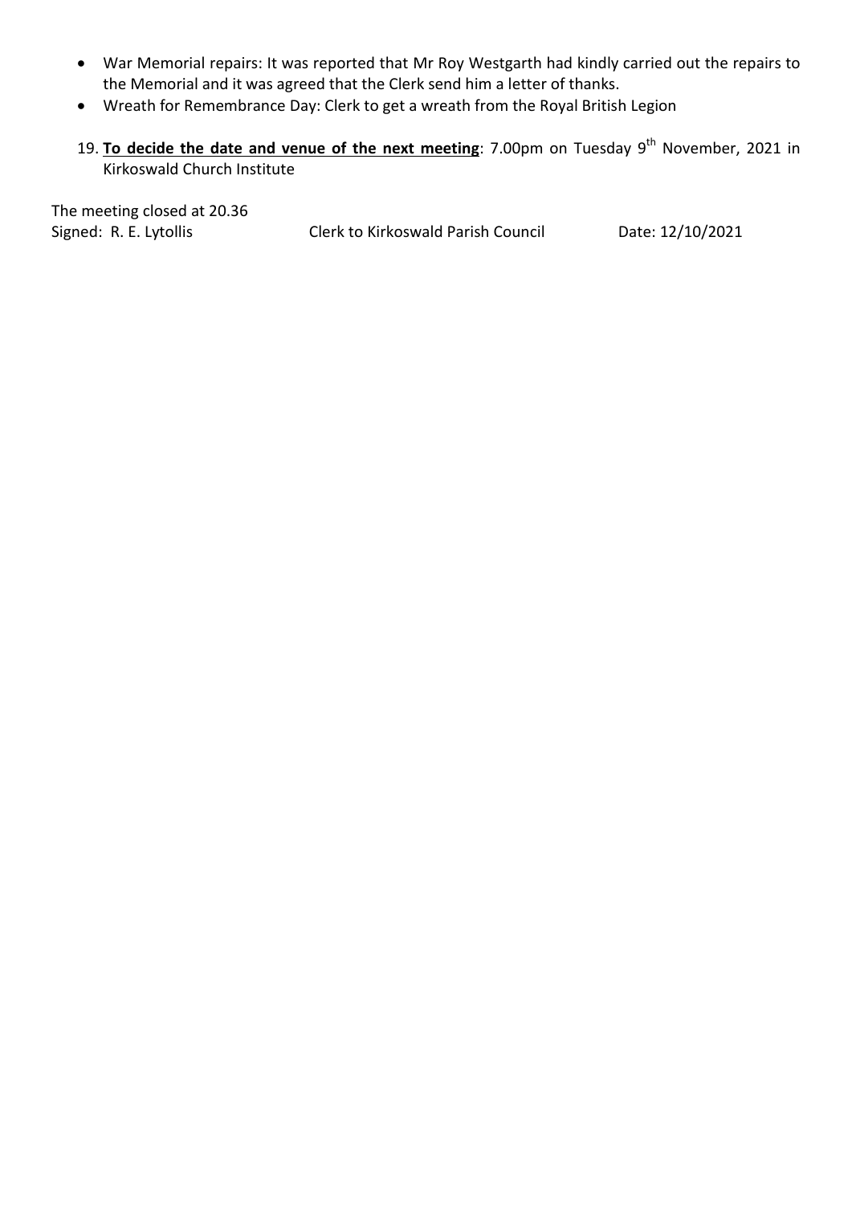- War Memorial repairs: It was reported that Mr Roy Westgarth had kindly carried out the repairs to the Memorial and it was agreed that the Clerk send him a letter of thanks.
- Wreath for Remembrance Day: Clerk to get a wreath from the Royal British Legion

19. **To decide the date and venue of the next meeting**: 7.00pm on Tuesday 9th November, 2021 in Kirkoswald Church Institute

The meeting closed at 20.36

Signed: R. E. Lytollis Clerk to Kirkoswald Parish Council Date: 12/10/2021